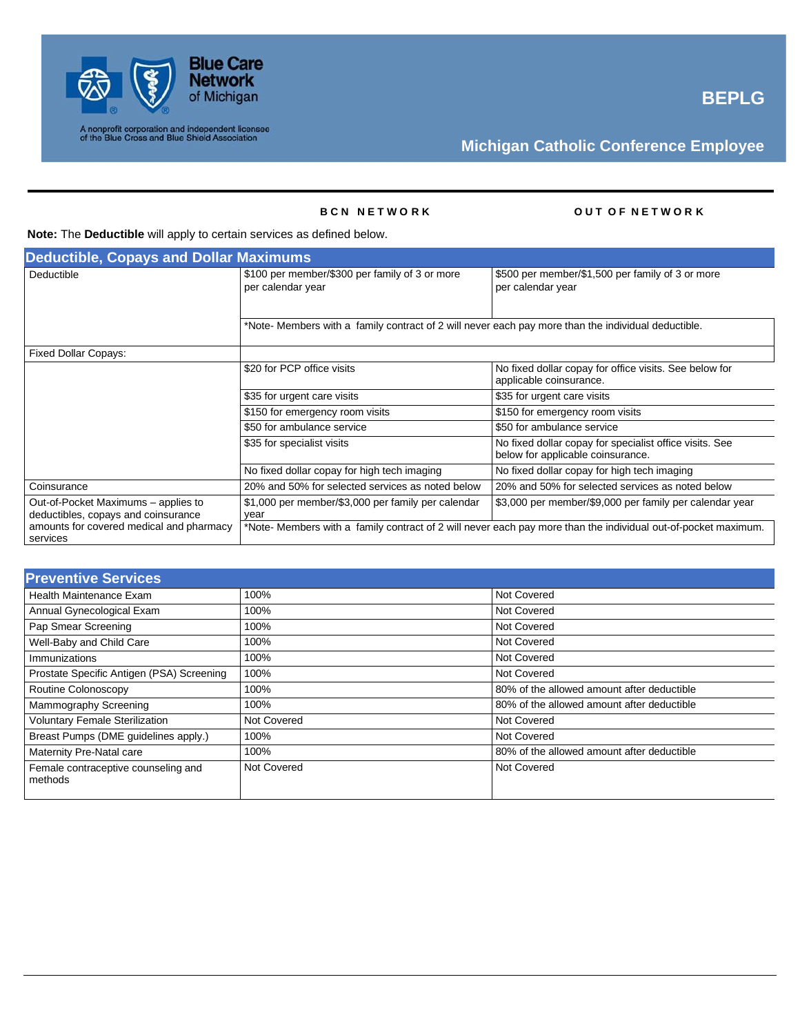Blue Care Network of Michigan

A nonprofit corporation and independent licensee of the Blue Cross and Blue Shield Association

# BEPLG

## Michigan Catholic Conference Employee

**Note:** The **Deductible** will apply to certain services as defined below.

| Deductible, Copays and Dollar Maximums | BCN NETWORK | OUT OF NETWORK |
|---|---|---|
| Deductible | $100 per member/$300 per family of 3 or more per calendar year | $500 per member/$1,500 per family of 3 or more per calendar year |
| | *Note- Members with a family contract of 2 will never each pay more than the individual deductible. | |
| Fixed Dollar Copays: | | |
| | $20 for PCP office visits | No fixed dollar copay for office visits. See below for applicable coinsurance. |
| | $35 for urgent care visits | $35 for urgent care visits |
| | $150 for emergency room visits | $150 for emergency room visits |
| | $50 for ambulance service | $50 for ambulance service |
| | $35 for specialist visits | No fixed dollar copay for specialist office visits. See below for applicable coinsurance. |
| | No fixed dollar copay for high tech imaging | No fixed dollar copay for high tech imaging |
| Coinsurance | 20% and 50% for selected services as noted below | 20% and 50% for selected services as noted below |
| Out-of-Pocket Maximums – applies to deductibles, copays and coinsurance amounts for covered medical and pharmacy services | $1,000 per member/$3,000 per family per calendar year | $3,000 per member/$9,000 per family per calendar year |
| | *Note- Members with a family contract of 2 will never each pay more than the individual out-of-pocket maximum. | |

| Preventive Services | BCN NETWORK | OUT OF NETWORK |
|---|---|---|
| Health Maintenance Exam | 100% | Not Covered |
| Annual Gynecological Exam | 100% | Not Covered |
| Pap Smear Screening | 100% | Not Covered |
| Well-Baby and Child Care | 100% | Not Covered |
| Immunizations | 100% | Not Covered |
| Prostate Specific Antigen (PSA) Screening | 100% | Not Covered |
| Routine Colonoscopy | 100% | 80% of the allowed amount after deductible |
| Mammography Screening | 100% | 80% of the allowed amount after deductible |
| Voluntary Female Sterilization | Not Covered | Not Covered |
| Breast Pumps (DME guidelines apply.) | 100% | Not Covered |
| Maternity Pre-Natal care | 100% | 80% of the allowed amount after deductible |
| Female contraceptive counseling and methods | Not Covered | Not Covered |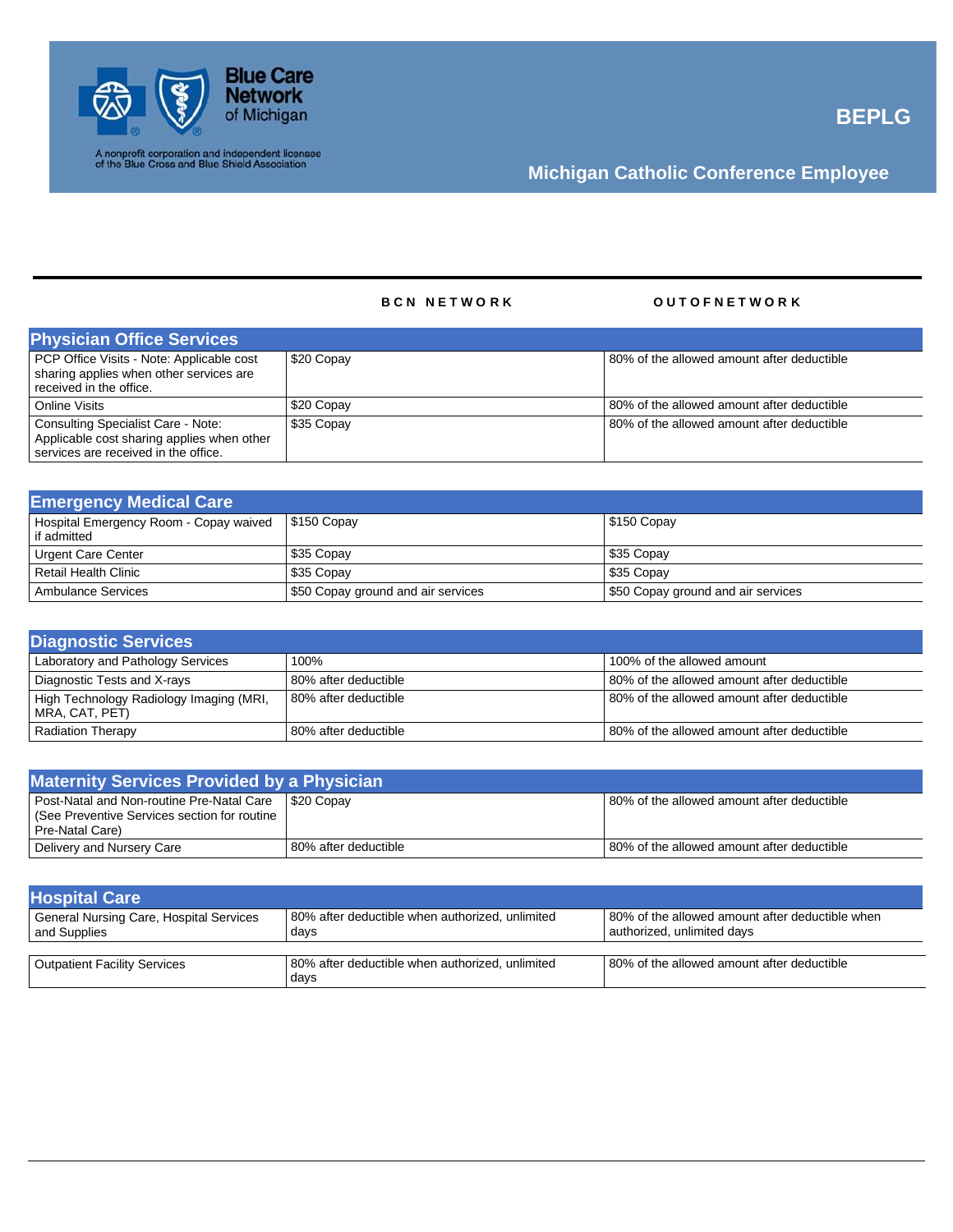Blue Care Network of Michigan

A nonprofit corporation and independent licensee of the Blue Cross and Blue Shield Association

**BEPLG**

**Michigan Catholic Conference Employee**

| | BCN NETWORK | OUT OF NETWORK |
|---|---|---|
| **Physician Office Services** | | |
| PCP Office Visits - Note: Applicable cost sharing applies when other services are received in the office. | $20 Copay | 80% of the allowed amount after deductible |
| Online Visits | $20 Copay | 80% of the allowed amount after deductible |
| Consulting Specialist Care - Note: Applicable cost sharing applies when other services are received in the office. | $35 Copay | 80% of the allowed amount after deductible |

| | BCN NETWORK | OUT OF NETWORK |
|---|---|---|
| **Emergency Medical Care** | | |
| Hospital Emergency Room - Copay waived if admitted | $150 Copay | $150 Copay |
| Urgent Care Center | $35 Copay | $35 Copay |
| Retail Health Clinic | $35 Copay | $35 Copay |
| Ambulance Services | $50 Copay ground and air services | $50 Copay ground and air services |

| | BCN NETWORK | OUT OF NETWORK |
|---|---|---|
| **Diagnostic Services** | | |
| Laboratory and Pathology Services | 100% | 100% of the allowed amount |
| Diagnostic Tests and X-rays | 80% after deductible | 80% of the allowed amount after deductible |
| High Technology Radiology Imaging (MRI, MRA, CAT, PET) | 80% after deductible | 80% of the allowed amount after deductible |
| Radiation Therapy | 80% after deductible | 80% of the allowed amount after deductible |

| | BCN NETWORK | OUT OF NETWORK |
|---|---|---|
| **Maternity Services Provided by a Physician** | | |
| Post-Natal and Non-routine Pre-Natal Care (See Preventive Services section for routine Pre-Natal Care) | $20 Copay | 80% of the allowed amount after deductible |
| Delivery and Nursery Care | 80% after deductible | 80% of the allowed amount after deductible |

| | BCN NETWORK | OUT OF NETWORK |
|---|---|---|
| **Hospital Care** | | |
| General Nursing Care, Hospital Services and Supplies | 80% after deductible when authorized, unlimited days | 80% of the allowed amount after deductible when authorized, unlimited days |
| Outpatient Facility Services | 80% after deductible when authorized, unlimited days | 80% of the allowed amount after deductible |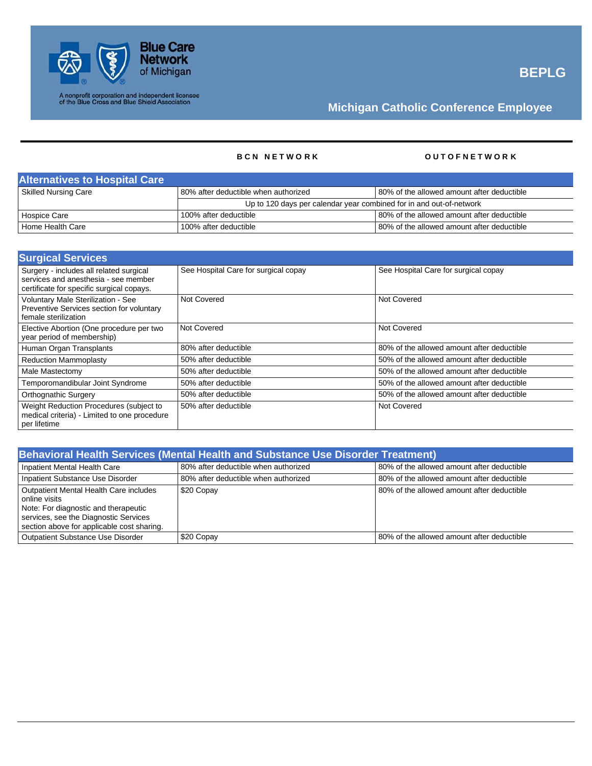**BEPLG**

**Michigan Catholic Conference Employee**

| | BCN NETWORK | OUTOFNETWORK |
|---|---|---|
| **Alternatives to Hospital Care** | | |
| Skilled Nursing Care | 80% after deductible when authorized | 80% of the allowed amount after deductible |
| | Up to 120 days per calendar year combined for in and out-of-network | |
| Hospice Care | 100% after deductible | 80% of the allowed amount after deductible |
| Home Health Care | 100% after deductible | 80% of the allowed amount after deductible |

| **Surgical Services** | | |
|---|---|---|
| Surgery - includes all related surgical services and anesthesia - see member certificate for specific surgical copays. | See Hospital Care for surgical copay | See Hospital Care for surgical copay |
| Voluntary Male Sterilization - See Preventive Services section for voluntary female sterilization | Not Covered | Not Covered |
| Elective Abortion (One procedure per two year period of membership) | Not Covered | Not Covered |
| Human Organ Transplants | 80% after deductible | 80% of the allowed amount after deductible |
| Reduction Mammoplasty | 50% after deductible | 50% of the allowed amount after deductible |
| Male Mastectomy | 50% after deductible | 50% of the allowed amount after deductible |
| Temporomandibular Joint Syndrome | 50% after deductible | 50% of the allowed amount after deductible |
| Orthognathic Surgery | 50% after deductible | 50% of the allowed amount after deductible |
| Weight Reduction Procedures (subject to medical criteria) - Limited to one procedure per lifetime | 50% after deductible | Not Covered |

| **Behavioral Health Services (Mental Health and Substance Use Disorder Treatment)** | | |
|---|---|---|
| Inpatient Mental Health Care | 80% after deductible when authorized | 80% of the allowed amount after deductible |
| Inpatient Substance Use Disorder | 80% after deductible when authorized | 80% of the allowed amount after deductible |
| Outpatient Mental Health Care includes online visits<br>Note: For diagnostic and therapeutic services, see the Diagnostic Services section above for applicable cost sharing. | $20 Copay | 80% of the allowed amount after deductible |
| Outpatient Substance Use Disorder | $20 Copay | 80% of the allowed amount after deductible |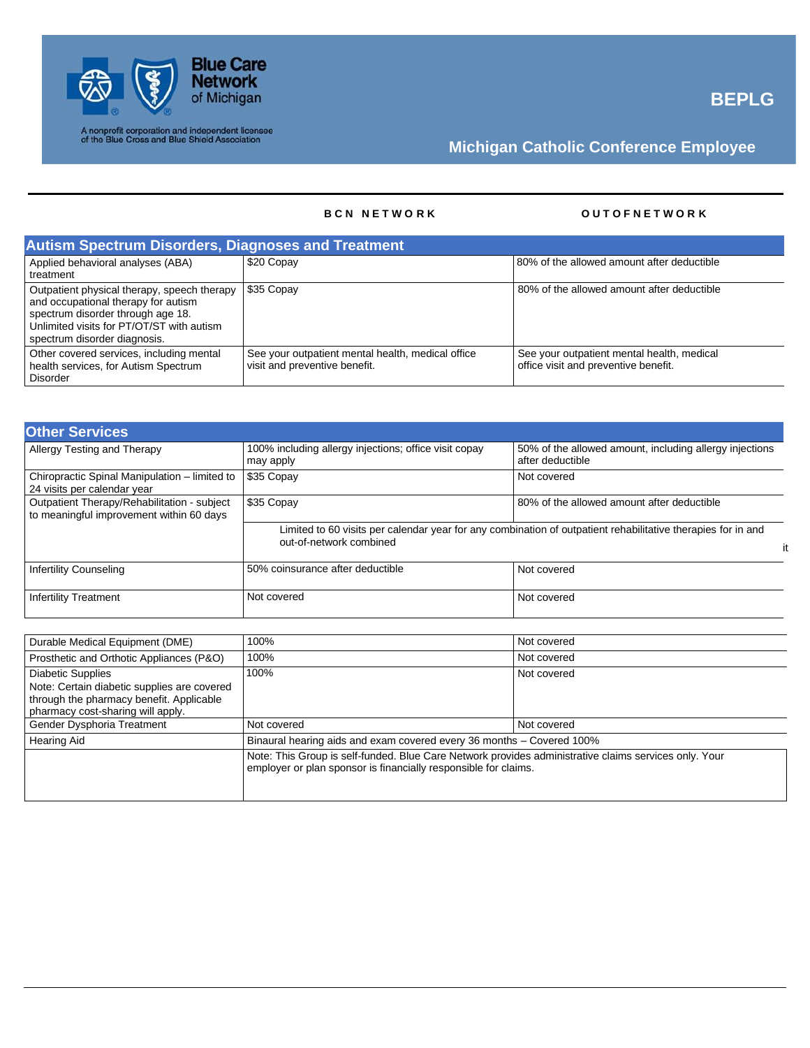Blue Care Network of Michigan

A nonprofit corporation and independent licensee of the Blue Cross and Blue Shield Association

**BEPLG**

**Michigan Catholic Conference Employee**

| | BCN NETWORK | OUTOFNETWORK |
|---|---|---|
| **Autism Spectrum Disorders, Diagnoses and Treatment** | | |
| Applied behavioral analyses (ABA) treatment | $20 Copay | 80% of the allowed amount after deductible |
| Outpatient physical therapy, speech therapy and occupational therapy for autism spectrum disorder through age 18. Unlimited visits for PT/OT/ST with autism spectrum disorder diagnosis. | $35 Copay | 80% of the allowed amount after deductible |
| Other covered services, including mental health services, for Autism Spectrum Disorder | See your outpatient mental health, medical office visit and preventive benefit. | See your outpatient mental health, medical office visit and preventive benefit. |

| | BCN NETWORK | OUTOFNETWORK |
|---|---|---|
| **Other Services** | | |
| Allergy Testing and Therapy | 100% including allergy injections; office visit copay may apply | 50% of the allowed amount, including allergy injections after deductible |
| Chiropractic Spinal Manipulation – limited to 24 visits per calendar year | $35 Copay | Not covered |
| Outpatient Therapy/Rehabilitation - subject to meaningful improvement within 60 days | $35 Copay | 80% of the allowed amount after deductible |
| | Limited to 60 visits per calendar year for any combination of outpatient rehabilitative therapies for in and out-of-network combined | |
| Infertility Counseling | 50% coinsurance after deductible | Not covered |
| Infertility Treatment | Not covered | Not covered |

| | BCN NETWORK | OUTOFNETWORK |
|---|---|---|
| Durable Medical Equipment (DME) | 100% | Not covered |
| Prosthetic and Orthotic Appliances (P&O) | 100% | Not covered |
| Diabetic Supplies<br>Note: Certain diabetic supplies are covered through the pharmacy benefit. Applicable pharmacy cost-sharing will apply. | 100% | Not covered |
| Gender Dysphoria Treatment | Not covered | Not covered |
| Hearing Aid | Binaural hearing aids and exam covered every 36 months – Covered 100% | |
| | Note: This Group is self-funded. Blue Care Network provides administrative claims services only. Your employer or plan sponsor is financially responsible for claims. | |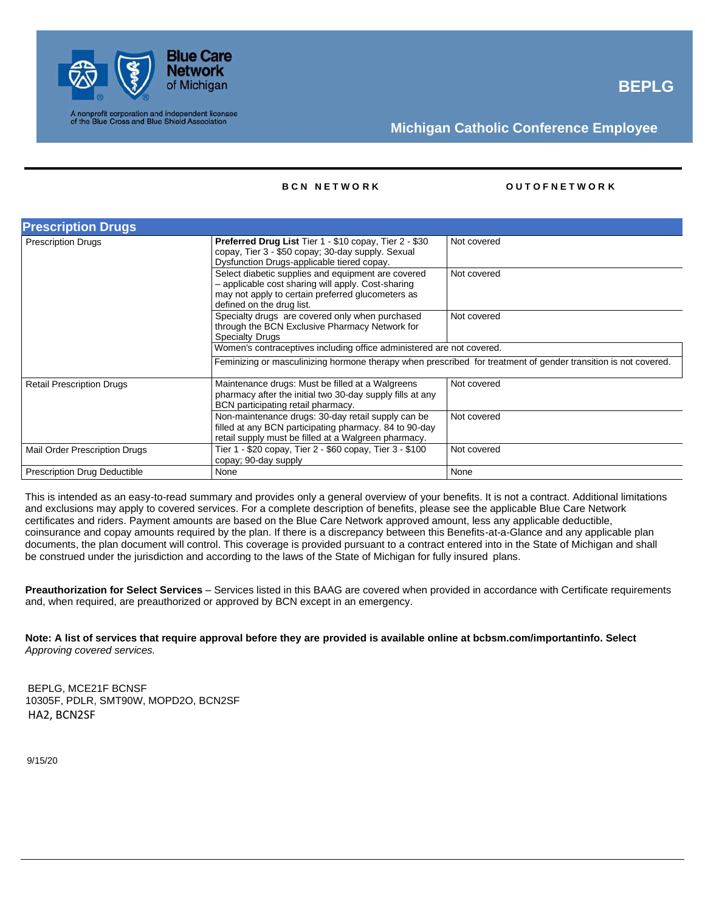Blue Care Network of Michigan

A nonprofit corporation and independent licensee of the Blue Cross and Blue Shield Association

**BEPLG**

**Michigan Catholic Conference Employee**

| | BCN NETWORK | OUTOFNETWORK |
|---|---|---|
| **Prescription Drugs** | | |
| Prescription Drugs | **Preferred Drug List** Tier 1 - $10 copay, Tier 2 - $30 copay, Tier 3 - $50 copay; 30-day supply. Sexual Dysfunction Drugs-applicable tiered copay. | Not covered |
| | Select diabetic supplies and equipment are covered – applicable cost sharing will apply. Cost-sharing may not apply to certain preferred glucometers as defined on the drug list. | Not covered |
| | Specialty drugs are covered only when purchased through the BCN Exclusive Pharmacy Network for Specialty Drugs | Not covered |
| | Women's contraceptives including office administered are not covered. | |
| | Feminizing or masculinizing hormone therapy when prescribed for treatment of gender transition is not covered. | |
| Retail Prescription Drugs | Maintenance drugs: Must be filled at a Walgreens pharmacy after the initial two 30-day supply fills at any BCN participating retail pharmacy. | Not covered |
| | Non-maintenance drugs: 30-day retail supply can be filled at any BCN participating pharmacy. 84 to 90-day retail supply must be filled at a Walgreen pharmacy. | Not covered |
| Mail Order Prescription Drugs | Tier 1 - $20 copay, Tier 2 - $60 copay, Tier 3 - $100 copay; 90-day supply | Not covered |
| Prescription Drug Deductible | None | None |

This is intended as an easy-to-read summary and provides only a general overview of your benefits. It is not a contract. Additional limitations and exclusions may apply to covered services. For a complete description of benefits, please see the applicable Blue Care Network certificates and riders. Payment amounts are based on the Blue Care Network approved amount, less any applicable deductible, coinsurance and copay amounts required by the plan. If there is a discrepancy between this Benefits-at-a-Glance and any applicable plan documents, the plan document will control. This coverage is provided pursuant to a contract entered into in the State of Michigan and shall be construed under the jurisdiction and according to the laws of the State of Michigan for fully insured plans.

**Preauthorization for Select Services** – Services listed in this BAAG are covered when provided in accordance with Certificate requirements and, when required, are preauthorized or approved by BCN except in an emergency.

**Note: A list of services that require approval before they are provided is available online at bcbsm.com/importantinfo. Select** *Approving covered services.*

BEPLG, MCE21F BCNSF
10305F, PDLR, SMT90W, MOPD2O, BCN2SF
HA2, BCN2SF

9/15/20